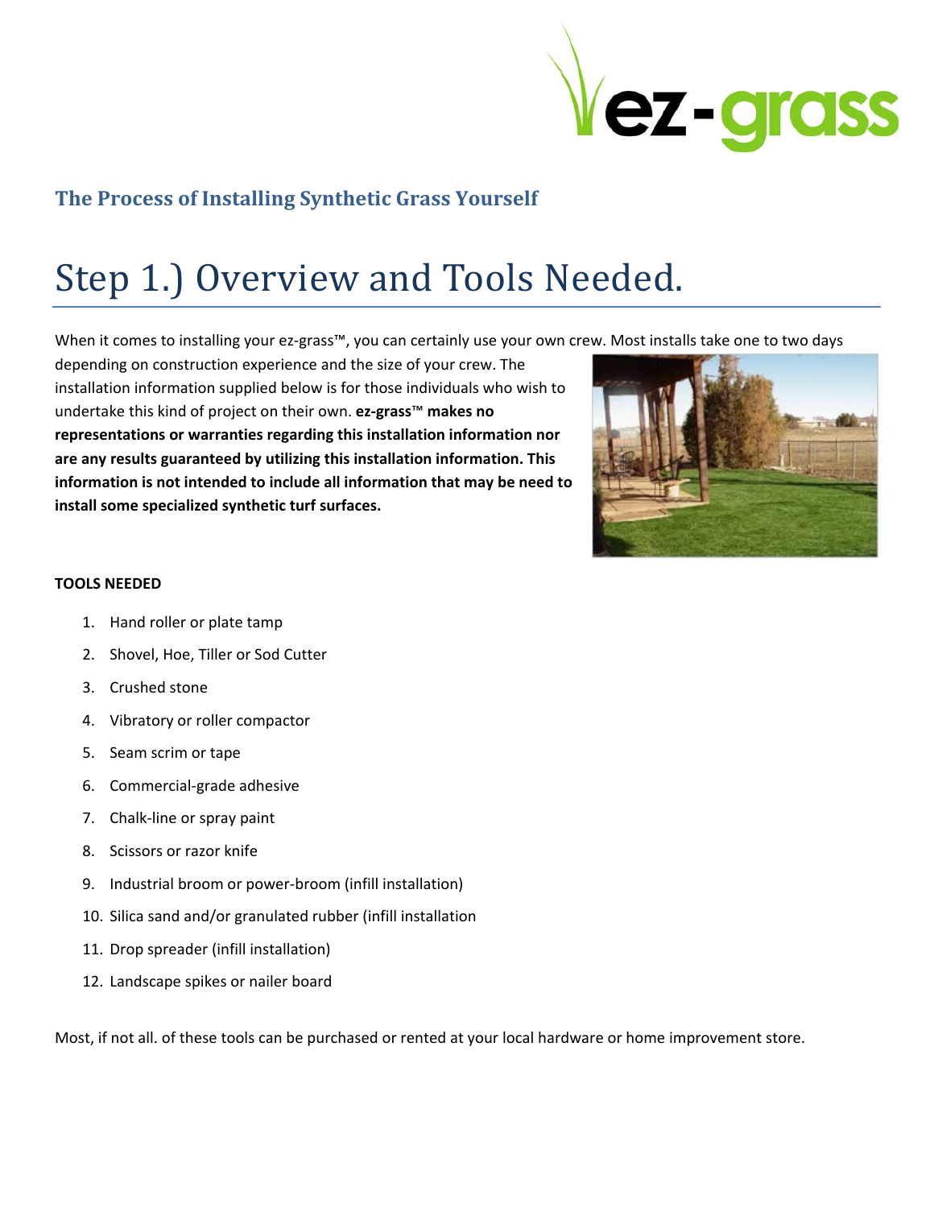## The Process of Installing Synthetic Grass Yourself

# Step 1.) Overview and Tools Needed.

When it comes to installing your ez-grass™, you can certainly use your own crew. Most installs take one to two days depending on construction experience and the size of your crew. The installation information supplied below is for those individuals who wish to undertake this kind of project on their own. **ez-grass™ makes no representations or warranties regarding this installation information nor are any results guaranteed by utilizing this installation information. This information is not intended to include all information that may be need to install some specialized synthetic turf surfaces.**

**TOOLS NEEDED**

1. Hand roller or plate tamp
2. Shovel, Hoe, Tiller or Sod Cutter
3. Crushed stone
4. Vibratory or roller compactor
5. Seam scrim or tape
6. Commercial-grade adhesive
7. Chalk-line or spray paint
8. Scissors or razor knife
9. Industrial broom or power-broom (infill installation)
10. Silica sand and/or granulated rubber (infill installation
11. Drop spreader (infill installation)
12. Landscape spikes or nailer board

Most, if not all. of these tools can be purchased or rented at your local hardware or home improvement store.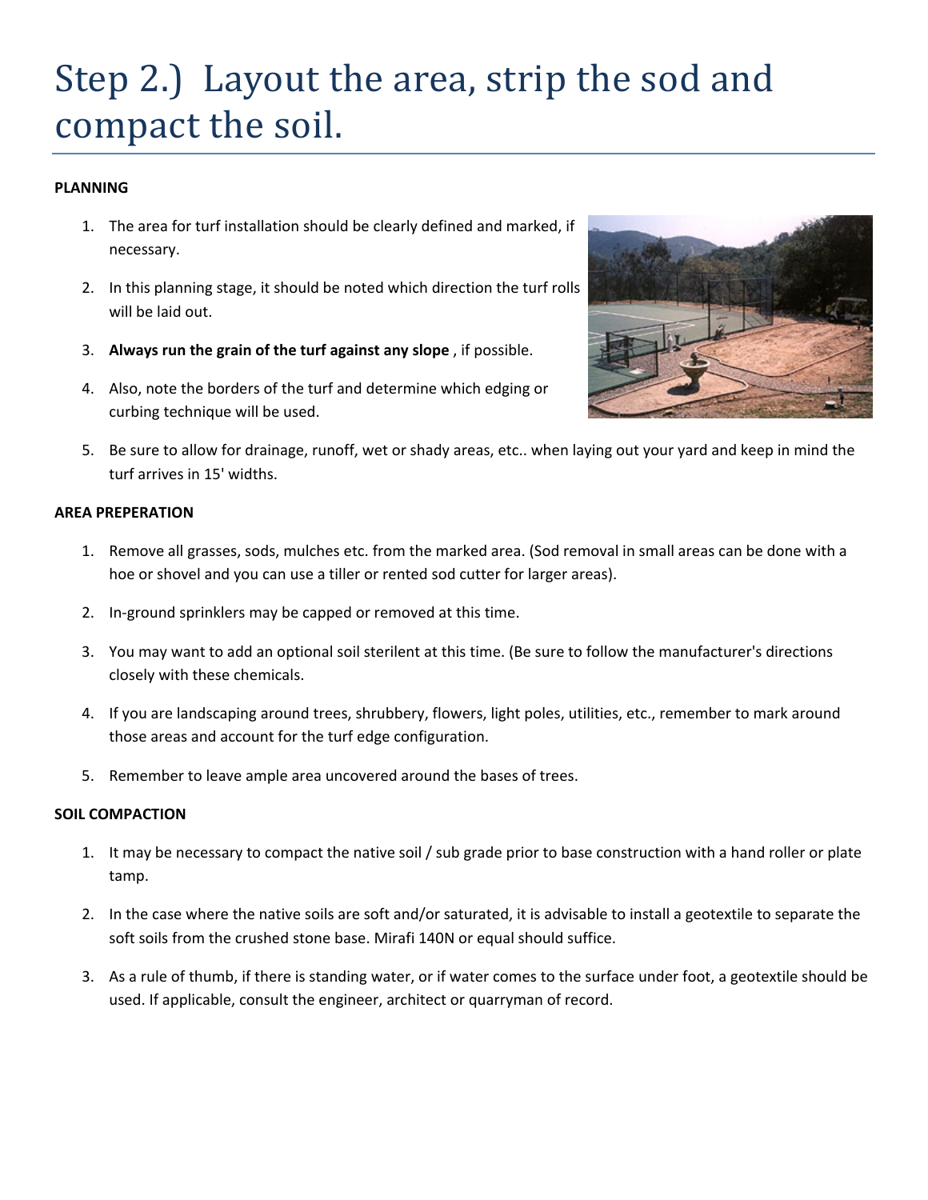# Step 2.) Layout the area, strip the sod and compact the soil.

**PLANNING**

1. The area for turf installation should be clearly defined and marked, if necessary.
2. In this planning stage, it should be noted which direction the turf rolls will be laid out.
3. **Always run the grain of the turf against any slope** , if possible.
4. Also, note the borders of the turf and determine which edging or curbing technique will be used.
5. Be sure to allow for drainage, runoff, wet or shady areas, etc.. when laying out your yard and keep in mind the turf arrives in 15' widths.

**AREA PREPERATION**

1. Remove all grasses, sods, mulches etc. from the marked area. (Sod removal in small areas can be done with a hoe or shovel and you can use a tiller or rented sod cutter for larger areas).
2. In-ground sprinklers may be capped or removed at this time.
3. You may want to add an optional soil sterilent at this time. (Be sure to follow the manufacturer's directions closely with these chemicals.
4. If you are landscaping around trees, shrubbery, flowers, light poles, utilities, etc., remember to mark around those areas and account for the turf edge configuration.
5. Remember to leave ample area uncovered around the bases of trees.

**SOIL COMPACTION**

1. It may be necessary to compact the native soil / sub grade prior to base construction with a hand roller or plate tamp.
2. In the case where the native soils are soft and/or saturated, it is advisable to install a geotextile to separate the soft soils from the crushed stone base. Mirafi 140N or equal should suffice.
3. As a rule of thumb, if there is standing water, or if water comes to the surface under foot, a geotextile should be used. If applicable, consult the engineer, architect or quarryman of record.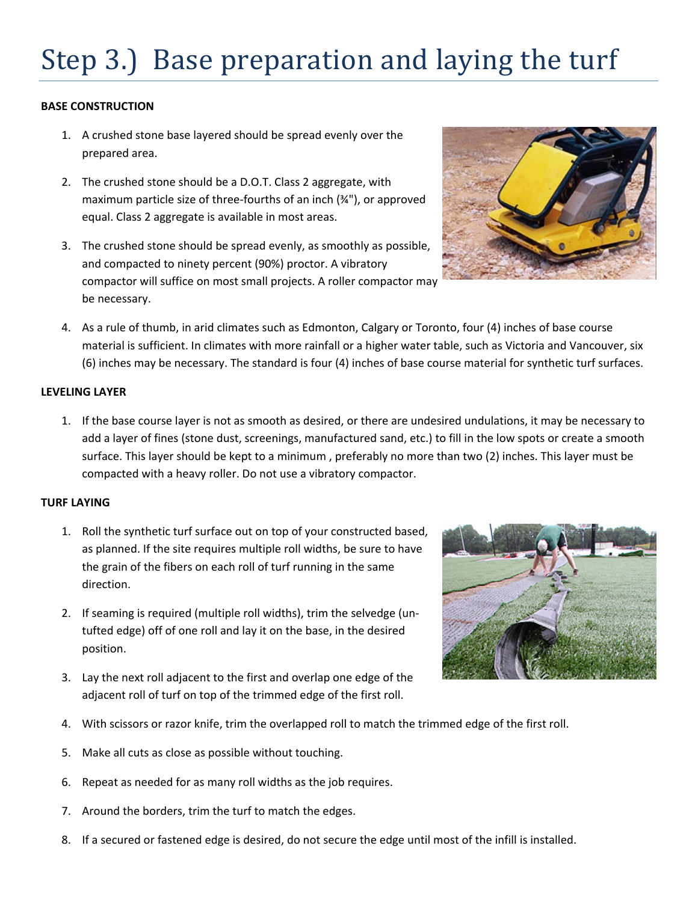# Step 3.) Base preparation and laying the turf

**BASE CONSTRUCTION**

1. A crushed stone base layered should be spread evenly over the prepared area.

2. The crushed stone should be a D.O.T. Class 2 aggregate, with maximum particle size of three-fourths of an inch (¾"), or approved equal. Class 2 aggregate is available in most areas.

3. The crushed stone should be spread evenly, as smoothly as possible, and compacted to ninety percent (90%) proctor. A vibratory compactor will suffice on most small projects. A roller compactor may be necessary.

4. As a rule of thumb, in arid climates such as Edmonton, Calgary or Toronto, four (4) inches of base course material is sufficient. In climates with more rainfall or a higher water table, such as Victoria and Vancouver, six (6) inches may be necessary. The standard is four (4) inches of base course material for synthetic turf surfaces.

**LEVELING LAYER**

1. If the base course layer is not as smooth as desired, or there are undesired undulations, it may be necessary to add a layer of fines (stone dust, screenings, manufactured sand, etc.) to fill in the low spots or create a smooth surface. This layer should be kept to a minimum , preferably no more than two (2) inches. This layer must be compacted with a heavy roller. Do not use a vibratory compactor.

**TURF LAYING**

1. Roll the synthetic turf surface out on top of your constructed based, as planned. If the site requires multiple roll widths, be sure to have the grain of the fibers on each roll of turf running in the same direction.

2. If seaming is required (multiple roll widths), trim the selvedge (un-tufted edge) off of one roll and lay it on the base, in the desired position.

3. Lay the next roll adjacent to the first and overlap one edge of the adjacent roll of turf on top of the trimmed edge of the first roll.

4. With scissors or razor knife, trim the overlapped roll to match the trimmed edge of the first roll.

5. Make all cuts as close as possible without touching.

6. Repeat as needed for as many roll widths as the job requires.

7. Around the borders, trim the turf to match the edges.

8. If a secured or fastened edge is desired, do not secure the edge until most of the infill is installed.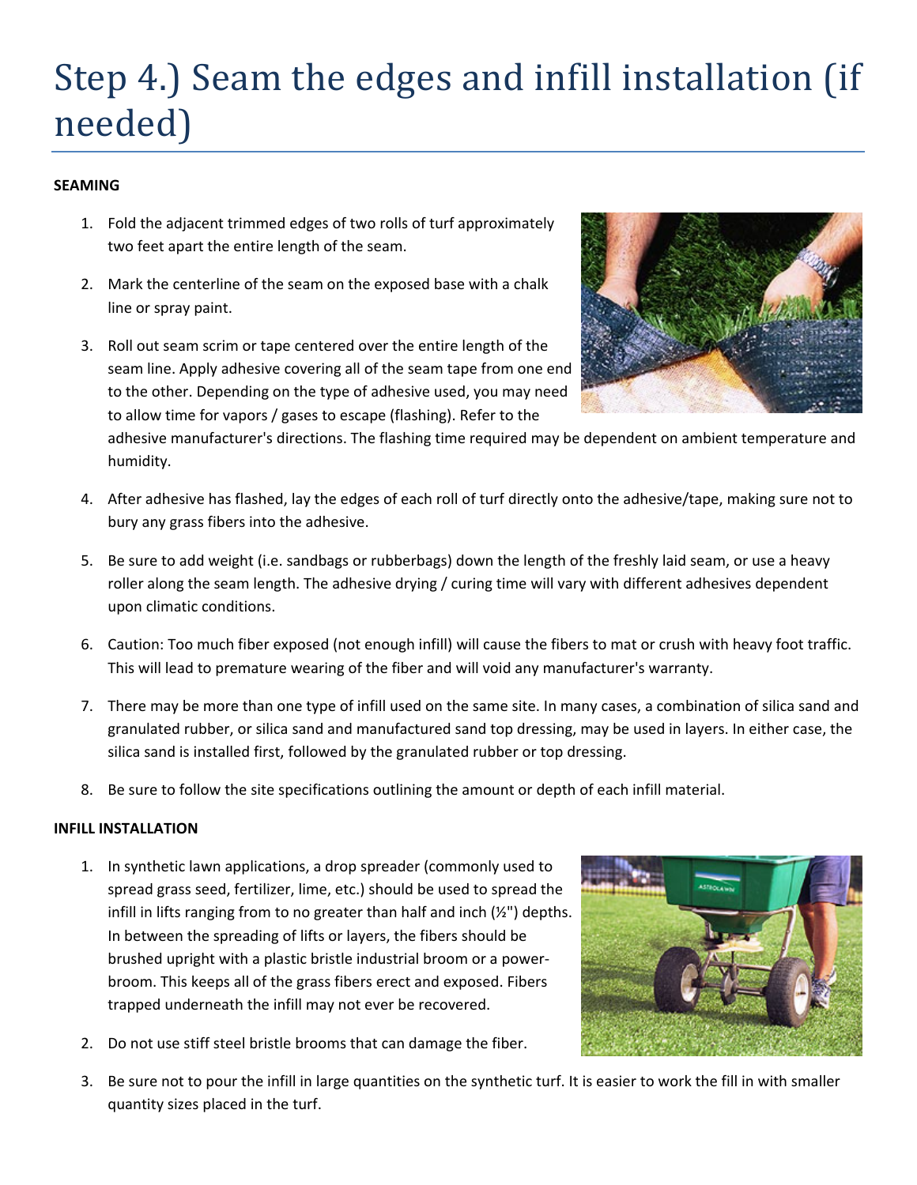# Step 4.) Seam the edges and infill installation (if needed)

**SEAMING**

1. Fold the adjacent trimmed edges of two rolls of turf approximately two feet apart the entire length of the seam.

2. Mark the centerline of the seam on the exposed base with a chalk line or spray paint.

3. Roll out seam scrim or tape centered over the entire length of the seam line. Apply adhesive covering all of the seam tape from one end to the other. Depending on the type of adhesive used, you may need to allow time for vapors / gases to escape (flashing). Refer to the adhesive manufacturer's directions. The flashing time required may be dependent on ambient temperature and humidity.

4. After adhesive has flashed, lay the edges of each roll of turf directly onto the adhesive/tape, making sure not to bury any grass fibers into the adhesive.

5. Be sure to add weight (i.e. sandbags or rubberbags) down the length of the freshly laid seam, or use a heavy roller along the seam length. The adhesive drying / curing time will vary with different adhesives dependent upon climatic conditions.

6. Caution: Too much fiber exposed (not enough infill) will cause the fibers to mat or crush with heavy foot traffic. This will lead to premature wearing of the fiber and will void any manufacturer's warranty.

7. There may be more than one type of infill used on the same site. In many cases, a combination of silica sand and granulated rubber, or silica sand and manufactured sand top dressing, may be used in layers. In either case, the silica sand is installed first, followed by the granulated rubber or top dressing.

8. Be sure to follow the site specifications outlining the amount or depth of each infill material.

**INFILL INSTALLATION**

1. In synthetic lawn applications, a drop spreader (commonly used to spread grass seed, fertilizer, lime, etc.) should be used to spread the infill in lifts ranging from to no greater than half and inch (½") depths. In between the spreading of lifts or layers, the fibers should be brushed upright with a plastic bristle industrial broom or a power-broom. This keeps all of the grass fibers erect and exposed. Fibers trapped underneath the infill may not ever be recovered.

2. Do not use stiff steel bristle brooms that can damage the fiber.

3. Be sure not to pour the infill in large quantities on the synthetic turf. It is easier to work the fill in with smaller quantity sizes placed in the turf.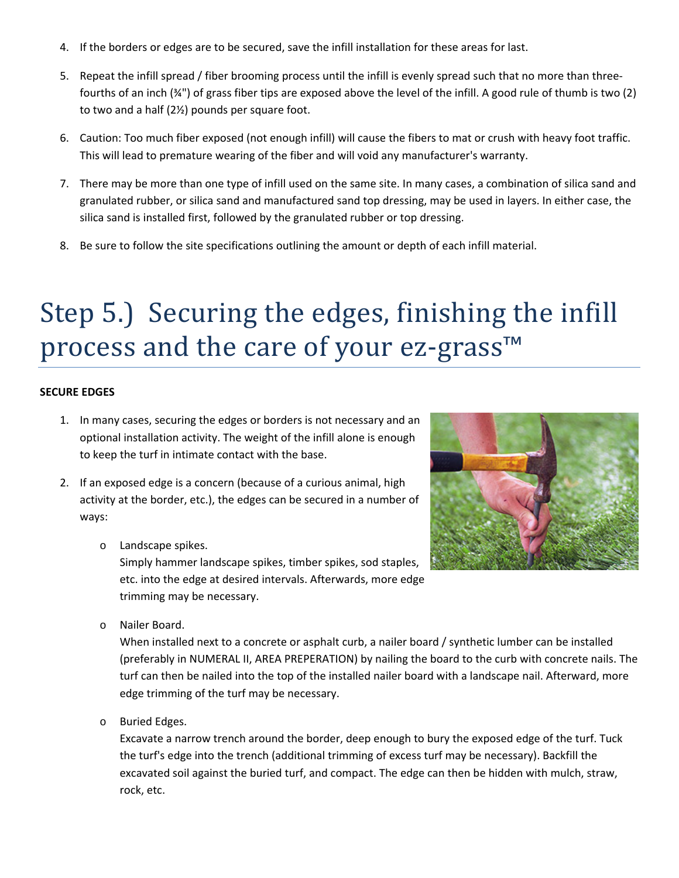4. If the borders or edges are to be secured, save the infill installation for these areas for last.

5. Repeat the infill spread / fiber brooming process until the infill is evenly spread such that no more than three-fourths of an inch (¾") of grass fiber tips are exposed above the level of the infill. A good rule of thumb is two (2) to two and a half (2½) pounds per square foot.

6. Caution: Too much fiber exposed (not enough infill) will cause the fibers to mat or crush with heavy foot traffic. This will lead to premature wearing of the fiber and will void any manufacturer's warranty.

7. There may be more than one type of infill used on the same site. In many cases, a combination of silica sand and granulated rubber, or silica sand and manufactured sand top dressing, may be used in layers. In either case, the silica sand is installed first, followed by the granulated rubber or top dressing.

8. Be sure to follow the site specifications outlining the amount or depth of each infill material.

# Step 5.) Securing the edges, finishing the infill process and the care of your ez-grass™

**SECURE EDGES**

1. In many cases, securing the edges or borders is not necessary and an optional installation activity. The weight of the infill alone is enough to keep the turf in intimate contact with the base.

2. If an exposed edge is a concern (because of a curious animal, high activity at the border, etc.), the edges can be secured in a number of ways:

   - Landscape spikes.
     Simply hammer landscape spikes, timber spikes, sod staples, etc. into the edge at desired intervals. Afterwards, more edge trimming may be necessary.

   - Nailer Board.
     When installed next to a concrete or asphalt curb, a nailer board / synthetic lumber can be installed (preferably in NUMERAL II, AREA PREPERATION) by nailing the board to the curb with concrete nails. The turf can then be nailed into the top of the installed nailer board with a landscape nail. Afterward, more edge trimming of the turf may be necessary.

   - Buried Edges.
     Excavate a narrow trench around the border, deep enough to bury the exposed edge of the turf. Tuck the turf's edge into the trench (additional trimming of excess turf may be necessary). Backfill the excavated soil against the buried turf, and compact. The edge can then be hidden with mulch, straw, rock, etc.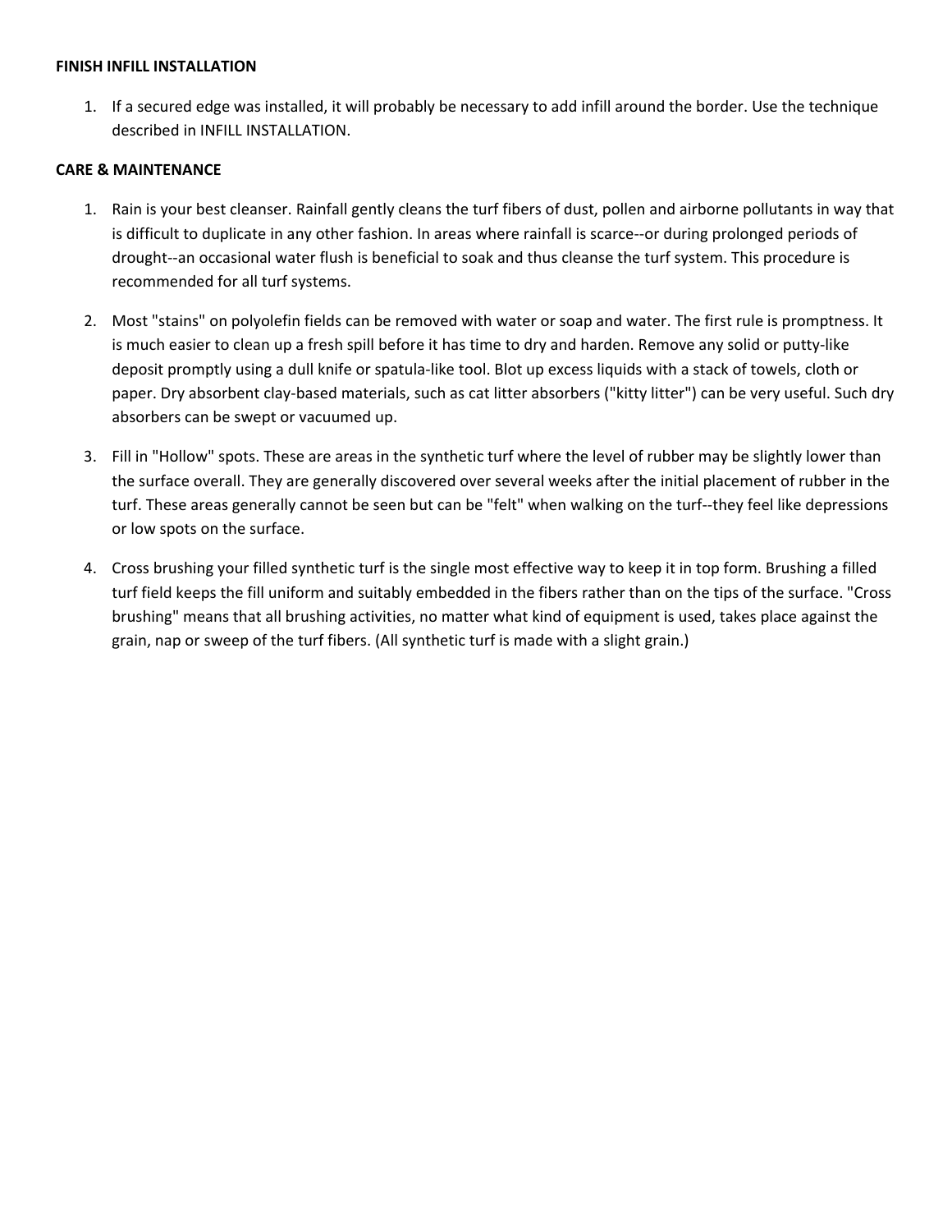**FINISH INFILL INSTALLATION**

1. If a secured edge was installed, it will probably be necessary to add infill around the border. Use the technique described in INFILL INSTALLATION.

**CARE & MAINTENANCE**

1. Rain is your best cleanser. Rainfall gently cleans the turf fibers of dust, pollen and airborne pollutants in way that is difficult to duplicate in any other fashion. In areas where rainfall is scarce--or during prolonged periods of drought--an occasional water flush is beneficial to soak and thus cleanse the turf system. This procedure is recommended for all turf systems.

2. Most "stains" on polyolefin fields can be removed with water or soap and water. The first rule is promptness. It is much easier to clean up a fresh spill before it has time to dry and harden. Remove any solid or putty-like deposit promptly using a dull knife or spatula-like tool. Blot up excess liquids with a stack of towels, cloth or paper. Dry absorbent clay-based materials, such as cat litter absorbers ("kitty litter") can be very useful. Such dry absorbers can be swept or vacuumed up.

3. Fill in "Hollow" spots. These are areas in the synthetic turf where the level of rubber may be slightly lower than the surface overall. They are generally discovered over several weeks after the initial placement of rubber in the turf. These areas generally cannot be seen but can be "felt" when walking on the turf--they feel like depressions or low spots on the surface.

4. Cross brushing your filled synthetic turf is the single most effective way to keep it in top form. Brushing a filled turf field keeps the fill uniform and suitably embedded in the fibers rather than on the tips of the surface. "Cross brushing" means that all brushing activities, no matter what kind of equipment is used, takes place against the grain, nap or sweep of the turf fibers. (All synthetic turf is made with a slight grain.)